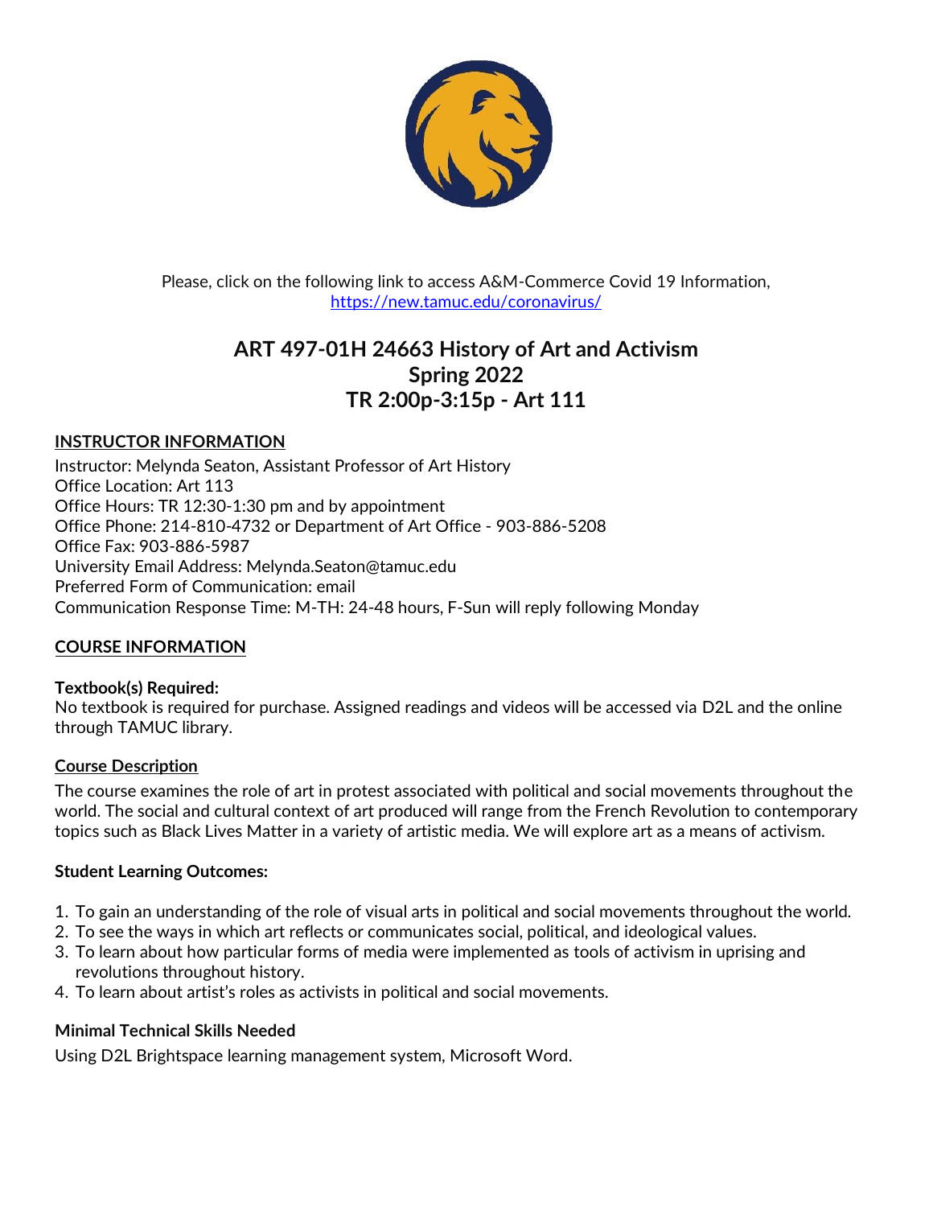Please, click on the following link to access A&M-Commerce Covid 19 Information, [https://new.tamuc.edu/coronavirus/](https://new.tamuc.edu/coronavirus/)

# ART 497-01H 24663 History of Art and Activism
# Spring 2022
# TR 2:00p-3:15p - Art 111

## INSTRUCTOR INFORMATION

Instructor: Melynda Seaton, Assistant Professor of Art History
Office Location: Art 113
Office Hours: TR 12:30-1:30 pm and by appointment
Office Phone: 214-810-4732 or Department of Art Office - 903-886-5208
Office Fax: 903-886-5987
University Email Address: Melynda.Seaton@tamuc.edu
Preferred Form of Communication: email
Communication Response Time: M-TH: 24-48 hours, F-Sun will reply following Monday

## COURSE INFORMATION

### Textbook(s) Required:

No textbook is required for purchase. Assigned readings and videos will be accessed via D2L and the online through TAMUC library.

### Course Description

The course examines the role of art in protest associated with political and social movements throughout the world. The social and cultural context of art produced will range from the French Revolution to contemporary topics such as Black Lives Matter in a variety of artistic media. We will explore art as a means of activism.

### Student Learning Outcomes:

1. To gain an understanding of the role of visual arts in political and social movements throughout the world.
2. To see the ways in which art reflects or communicates social, political, and ideological values.
3. To learn about how particular forms of media were implemented as tools of activism in uprising and revolutions throughout history.
4. To learn about artist's roles as activists in political and social movements.

### Minimal Technical Skills Needed

Using D2L Brightspace learning management system, Microsoft Word.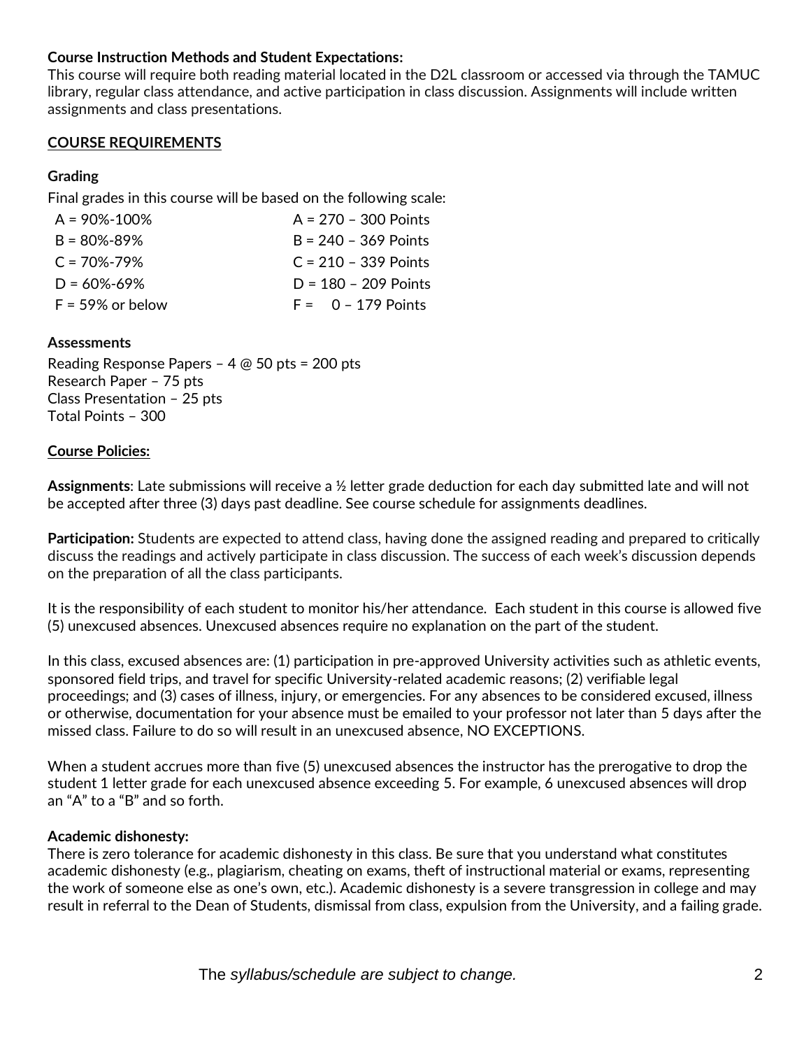**Course Instruction Methods and Student Expectations:**
This course will require both reading material located in the D2L classroom or accessed via through the TAMUC library, regular class attendance, and active participation in class discussion. Assignments will include written assignments and class presentations.

**COURSE REQUIREMENTS**

**Grading**

Final grades in this course will be based on the following scale:

| | |
|---|---|
| A = 90%-100% | A = 270 – 300 Points |
| B = 80%-89% | B = 240 – 369 Points |
| C = 70%-79% | C = 210 – 339 Points |
| D = 60%-69% | D = 180 – 209 Points |
| F = 59% or below | F = 0 – 179 Points |

**Assessments**

Reading Response Papers – 4 @ 50 pts = 200 pts
Research Paper – 75 pts
Class Presentation – 25 pts
Total Points – 300

**Course Policies:**

**Assignments**: Late submissions will receive a ½ letter grade deduction for each day submitted late and will not be accepted after three (3) days past deadline. See course schedule for assignments deadlines.

**Participation:** Students are expected to attend class, having done the assigned reading and prepared to critically discuss the readings and actively participate in class discussion. The success of each week's discussion depends on the preparation of all the class participants.

It is the responsibility of each student to monitor his/her attendance. Each student in this course is allowed five (5) unexcused absences. Unexcused absences require no explanation on the part of the student.

In this class, excused absences are: (1) participation in pre-approved University activities such as athletic events, sponsored field trips, and travel for specific University-related academic reasons; (2) verifiable legal proceedings; and (3) cases of illness, injury, or emergencies. For any absences to be considered excused, illness or otherwise, documentation for your absence must be emailed to your professor not later than 5 days after the missed class. Failure to do so will result in an unexcused absence, NO EXCEPTIONS.

When a student accrues more than five (5) unexcused absences the instructor has the prerogative to drop the student 1 letter grade for each unexcused absence exceeding 5. For example, 6 unexcused absences will drop an "A" to a "B" and so forth.

**Academic dishonesty:**
There is zero tolerance for academic dishonesty in this class. Be sure that you understand what constitutes academic dishonesty (e.g., plagiarism, cheating on exams, theft of instructional material or exams, representing the work of someone else as one's own, etc.). Academic dishonesty is a severe transgression in college and may result in referral to the Dean of Students, dismissal from class, expulsion from the University, and a failing grade.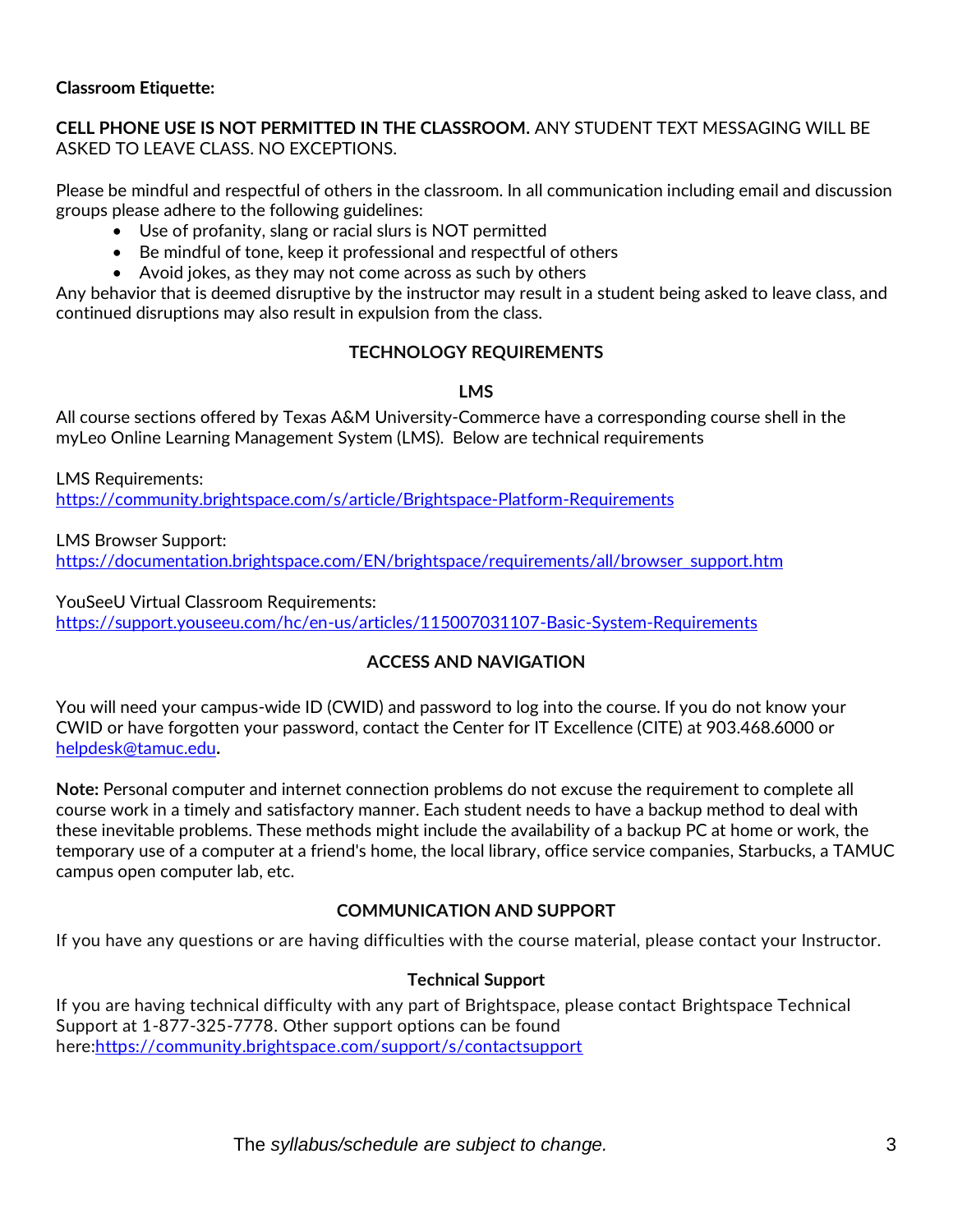**Classroom Etiquette:**

**CELL PHONE USE IS NOT PERMITTED IN THE CLASSROOM.** ANY STUDENT TEXT MESSAGING WILL BE ASKED TO LEAVE CLASS. NO EXCEPTIONS.

Please be mindful and respectful of others in the classroom. In all communication including email and discussion groups please adhere to the following guidelines:

- Use of profanity, slang or racial slurs is NOT permitted
- Be mindful of tone, keep it professional and respectful of others
- Avoid jokes, as they may not come across as such by others

Any behavior that is deemed disruptive by the instructor may result in a student being asked to leave class, and continued disruptions may also result in expulsion from the class.

## TECHNOLOGY REQUIREMENTS

### LMS

All course sections offered by Texas A&M University-Commerce have a corresponding course shell in the myLeo Online Learning Management System (LMS). Below are technical requirements

LMS Requirements:
https://community.brightspace.com/s/article/Brightspace-Platform-Requirements

LMS Browser Support:
https://documentation.brightspace.com/EN/brightspace/requirements/all/browser_support.htm

YouSeeU Virtual Classroom Requirements:
https://support.youseeu.com/hc/en-us/articles/115007031107-Basic-System-Requirements

## ACCESS AND NAVIGATION

You will need your campus-wide ID (CWID) and password to log into the course. If you do not know your CWID or have forgotten your password, contact the Center for IT Excellence (CITE) at 903.468.6000 or helpdesk@tamuc.edu**.**

**Note:** Personal computer and internet connection problems do not excuse the requirement to complete all course work in a timely and satisfactory manner. Each student needs to have a backup method to deal with these inevitable problems. These methods might include the availability of a backup PC at home or work, the temporary use of a computer at a friend's home, the local library, office service companies, Starbucks, a TAMUC campus open computer lab, etc.

## COMMUNICATION AND SUPPORT

If you have any questions or are having difficulties with the course material, please contact your Instructor.

### Technical Support

If you are having technical difficulty with any part of Brightspace, please contact Brightspace Technical Support at 1-877-325-7778. Other support options can be found here:https://community.brightspace.com/support/s/contactsupport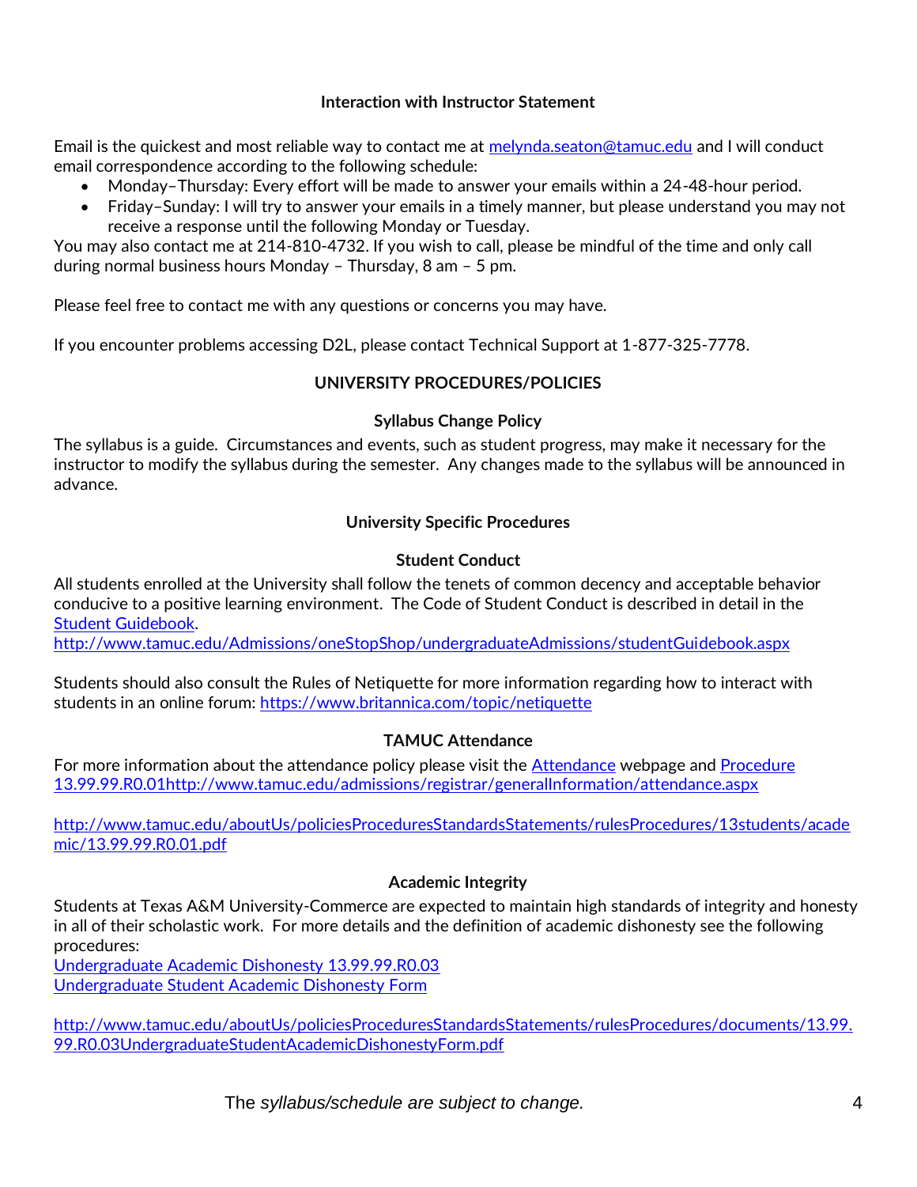### Interaction with Instructor Statement

Email is the quickest and most reliable way to contact me at melynda.seaton@tamuc.edu and I will conduct email correspondence according to the following schedule:

- Monday–Thursday: Every effort will be made to answer your emails within a 24-48-hour period.
- Friday–Sunday: I will try to answer your emails in a timely manner, but please understand you may not receive a response until the following Monday or Tuesday.

You may also contact me at 214-810-4732. If you wish to call, please be mindful of the time and only call during normal business hours Monday – Thursday, 8 am – 5 pm.

Please feel free to contact me with any questions or concerns you may have.

If you encounter problems accessing D2L, please contact Technical Support at 1-877-325-7778.

## UNIVERSITY PROCEDURES/POLICIES

### Syllabus Change Policy

The syllabus is a guide. Circumstances and events, such as student progress, may make it necessary for the instructor to modify the syllabus during the semester. Any changes made to the syllabus will be announced in advance.

### University Specific Procedures

#### Student Conduct

All students enrolled at the University shall follow the tenets of common decency and acceptable behavior conducive to a positive learning environment. The Code of Student Conduct is described in detail in the Student Guidebook.
http://www.tamuc.edu/Admissions/oneStopShop/undergraduateAdmissions/studentGuidebook.aspx

Students should also consult the Rules of Netiquette for more information regarding how to interact with students in an online forum: https://www.britannica.com/topic/netiquette

#### TAMUC Attendance

For more information about the attendance policy please visit the Attendance webpage and Procedure 13.99.99.R0.01http://www.tamuc.edu/admissions/registrar/generalInformation/attendance.aspx

http://www.tamuc.edu/aboutUs/policiesProceduresStandardsStatements/rulesProcedures/13students/academic/13.99.99.R0.01.pdf

#### Academic Integrity

Students at Texas A&M University-Commerce are expected to maintain high standards of integrity and honesty in all of their scholastic work. For more details and the definition of academic dishonesty see the following procedures:
Undergraduate Academic Dishonesty 13.99.99.R0.03
Undergraduate Student Academic Dishonesty Form

http://www.tamuc.edu/aboutUs/policiesProceduresStandardsStatements/rulesProcedures/documents/13.99.99.R0.03UndergraduateStudentAcademicDishonestyForm.pdf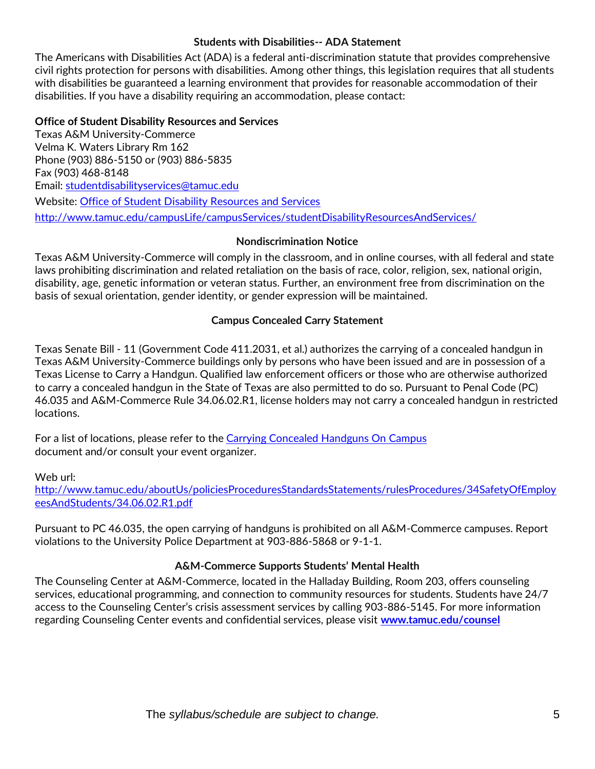## Students with Disabilities-- ADA Statement

The Americans with Disabilities Act (ADA) is a federal anti-discrimination statute that provides comprehensive civil rights protection for persons with disabilities. Among other things, this legislation requires that all students with disabilities be guaranteed a learning environment that provides for reasonable accommodation of their disabilities. If you have a disability requiring an accommodation, please contact:

**Office of Student Disability Resources and Services**
Texas A&M University-Commerce
Velma K. Waters Library Rm 162
Phone (903) 886-5150 or (903) 886-5835
Fax (903) 468-8148
Email: studentdisabilityservices@tamuc.edu
Website: Office of Student Disability Resources and Services
http://www.tamuc.edu/campusLife/campusServices/studentDisabilityResourcesAndServices/

## Nondiscrimination Notice

Texas A&M University-Commerce will comply in the classroom, and in online courses, with all federal and state laws prohibiting discrimination and related retaliation on the basis of race, color, religion, sex, national origin, disability, age, genetic information or veteran status. Further, an environment free from discrimination on the basis of sexual orientation, gender identity, or gender expression will be maintained.

## Campus Concealed Carry Statement

Texas Senate Bill - 11 (Government Code 411.2031, et al.) authorizes the carrying of a concealed handgun in Texas A&M University-Commerce buildings only by persons who have been issued and are in possession of a Texas License to Carry a Handgun. Qualified law enforcement officers or those who are otherwise authorized to carry a concealed handgun in the State of Texas are also permitted to do so. Pursuant to Penal Code (PC) 46.035 and A&M-Commerce Rule 34.06.02.R1, license holders may not carry a concealed handgun in restricted locations.

For a list of locations, please refer to the Carrying Concealed Handguns On Campus document and/or consult your event organizer.

Web url:
http://www.tamuc.edu/aboutUs/policiesProceduresStandardsStatements/rulesProcedures/34SafetyOfEmployeesAndStudents/34.06.02.R1.pdf

Pursuant to PC 46.035, the open carrying of handguns is prohibited on all A&M-Commerce campuses. Report violations to the University Police Department at 903-886-5868 or 9-1-1.

## A&M-Commerce Supports Students' Mental Health

The Counseling Center at A&M-Commerce, located in the Halladay Building, Room 203, offers counseling services, educational programming, and connection to community resources for students. Students have 24/7 access to the Counseling Center's crisis assessment services by calling 903-886-5145. For more information regarding Counseling Center events and confidential services, please visit **www.tamuc.edu/counsel**

The *syllabus/schedule are subject to change.*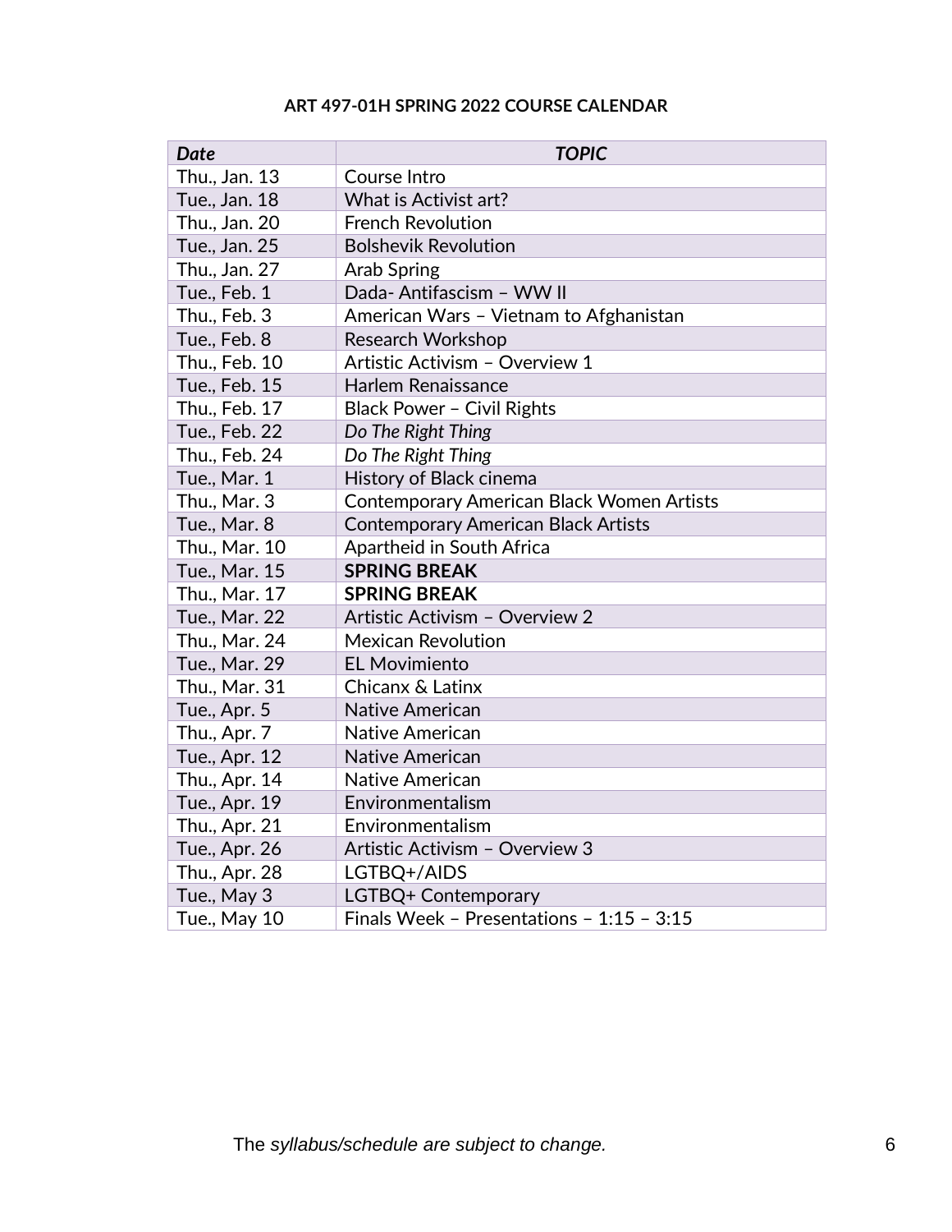**ART 497-01H SPRING 2022 COURSE CALENDAR**

| ***Date*** | ***TOPIC*** |
|---|---|
| Thu., Jan. 13 | Course Intro |
| Tue., Jan. 18 | What is Activist art? |
| Thu., Jan. 20 | French Revolution |
| Tue., Jan. 25 | Bolshevik Revolution |
| Thu., Jan. 27 | Arab Spring |
| Tue., Feb. 1 | Dada- Antifascism – WW II |
| Thu., Feb. 3 | American Wars – Vietnam to Afghanistan |
| Tue., Feb. 8 | Research Workshop |
| Thu., Feb. 10 | Artistic Activism – Overview 1 |
| Tue., Feb. 15 | Harlem Renaissance |
| Thu., Feb. 17 | Black Power – Civil Rights |
| Tue., Feb. 22 | *Do The Right Thing* |
| Thu., Feb. 24 | *Do The Right Thing* |
| Tue., Mar. 1 | History of Black cinema |
| Thu., Mar. 3 | Contemporary American Black Women Artists |
| Tue., Mar. 8 | Contemporary American Black Artists |
| Thu., Mar. 10 | Apartheid in South Africa |
| Tue., Mar. 15 | **SPRING BREAK** |
| Thu., Mar. 17 | **SPRING BREAK** |
| Tue., Mar. 22 | Artistic Activism – Overview 2 |
| Thu., Mar. 24 | Mexican Revolution |
| Tue., Mar. 29 | EL Movimiento |
| Thu., Mar. 31 | Chicanx & Latinx |
| Tue., Apr. 5 | Native American |
| Thu., Apr. 7 | Native American |
| Tue., Apr. 12 | Native American |
| Thu., Apr. 14 | Native American |
| Tue., Apr. 19 | Environmentalism |
| Thu., Apr. 21 | Environmentalism |
| Tue., Apr. 26 | Artistic Activism – Overview 3 |
| Thu., Apr. 28 | LGTBQ+/AIDS |
| Tue., May 3 | LGTBQ+ Contemporary |
| Tue., May 10 | Finals Week – Presentations – 1:15 – 3:15 |

The *syllabus/schedule are subject to change.*